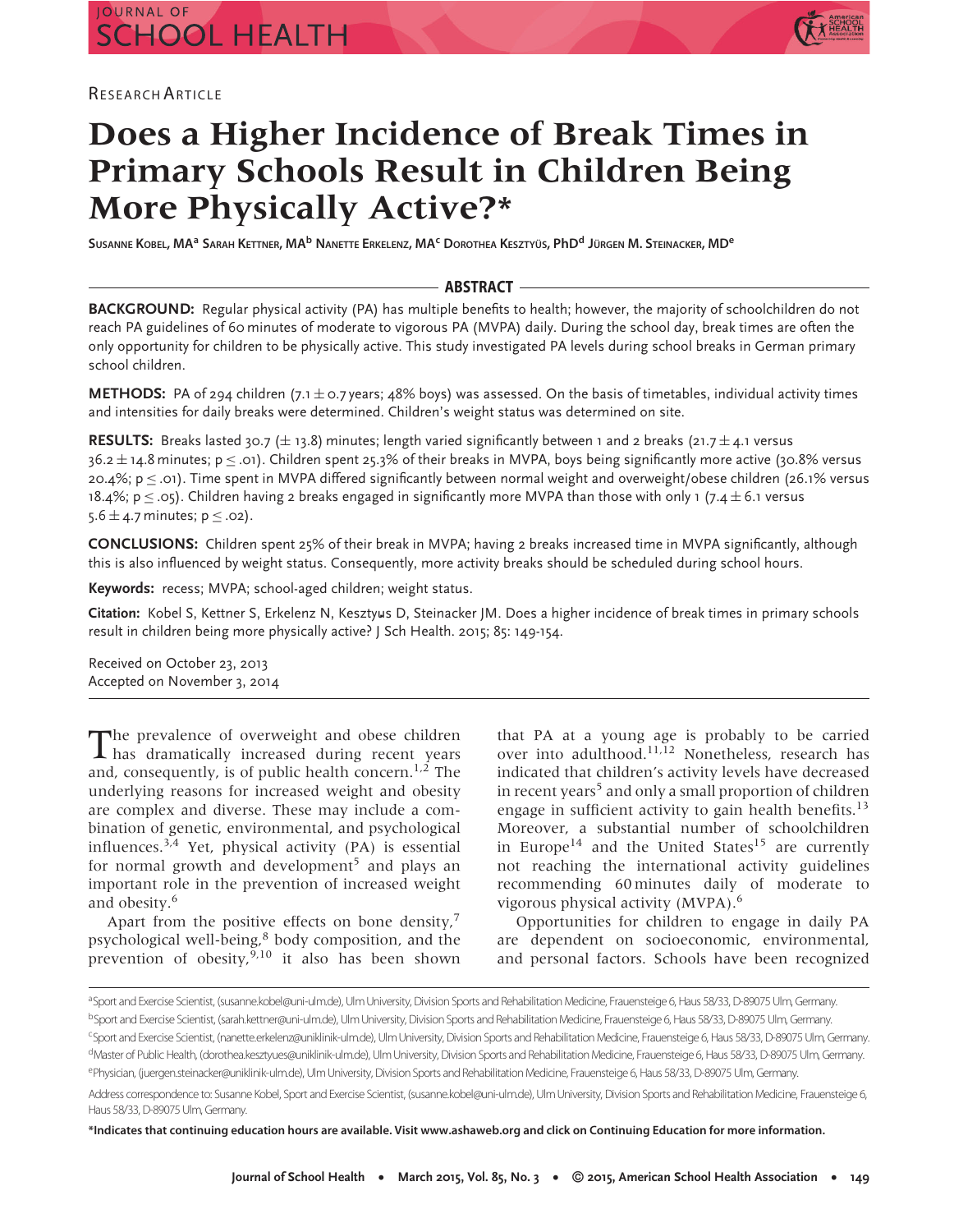RESEARCH ARTICLE

# Does a Higher Incidence of Break Times in Primary Schools Result in Children Being More Physically Active?*

**SUSANNE KOBEL, MA[a] SARAH KETTNER, MA[b] NANETTE ERKELENZ, MA[c] DOROTHEA KESZTYÜS, PhD[d] JÜRGEN M. STEINACKER, MD[e]**

## ABSTRACT

**BACKGROUND:** Regular physical activity (PA) has multiple benefits to health; however, the majority of schoolchildren do not reach PA guidelines of 60 minutes of moderate to vigorous PA (MVPA) daily. During the school day, break times are often the only opportunity for children to be physically active. This study investigated PA levels during school breaks in German primary school children.

**METHODS:** PA of 294 children ($7.1 \pm 0.7$ years; 48% boys) was assessed. On the basis of timetables, individual activity times and intensities for daily breaks were determined. Children's weight status was determined on site.

**RESULTS:** Breaks lasted 30.7 ($\pm$ 13.8) minutes; length varied significantly between 1 and 2 breaks ($21.7 \pm 4.1$ versus $36.2 \pm 14.8$ minutes; $p \leq .01$). Children spent 25.3% of their breaks in MVPA, boys being significantly more active (30.8% versus 20.4%; $p \leq .01$). Time spent in MVPA differed significantly between normal weight and overweight/obese children (26.1% versus 18.4%; $p \leq .05$). Children having 2 breaks engaged in significantly more MVPA than those with only 1 ($7.4 \pm 6.1$ versus $5.6 \pm 4.7$ minutes; $p \leq .02$).

**CONCLUSIONS:** Children spent 25% of their break in MVPA; having 2 breaks increased time in MVPA significantly, although this is also influenced by weight status. Consequently, more activity breaks should be scheduled during school hours.

**Keywords:** recess; MVPA; school-aged children; weight status.

**Citation:** Kobel S, Kettner S, Erkelenz N, Kesztyüs D, Steinacker JM. Does a higher incidence of break times in primary schools result in children being more physically active? J Sch Health. 2015; 85: 149-154.

Received on October 23, 2013
Accepted on November 3, 2014

The prevalence of overweight and obese children has dramatically increased during recent years and, consequently, is of public health concern.[1,2] The underlying reasons for increased weight and obesity are complex and diverse. These may include a combination of genetic, environmental, and psychological influences.[3,4] Yet, physical activity (PA) is essential for normal growth and development[5] and plays an important role in the prevention of increased weight and obesity.[6]

Apart from the positive effects on bone density,[7] psychological well-being,[8] body composition, and the prevention of obesity,[9,10] it also has been shown that PA at a young age is probably to be carried over into adulthood.[11,12] Nonetheless, research has indicated that children's activity levels have decreased in recent years[5] and only a small proportion of children engage in sufficient activity to gain health benefits.[13] Moreover, a substantial number of schoolchildren in Europe[14] and the United States[15] are currently not reaching the international activity guidelines recommending 60 minutes daily of moderate to vigorous physical activity (MVPA).[6]

Opportunities for children to engage in daily PA are dependent on socioeconomic, environmental, and personal factors. Schools have been recognized

[a]Sport and Exercise Scientist, (susanne.kobel@uni-ulm.de), Ulm University, Division Sports and Rehabilitation Medicine, Frauensteige 6, Haus 58/33, D-89075 Ulm, Germany.
[b]Sport and Exercise Scientist, (sarah.kettner@uni-ulm.de), Ulm University, Division Sports and Rehabilitation Medicine, Frauensteige 6, Haus 58/33, D-89075 Ulm, Germany.
[c]Sport and Exercise Scientist, (nanette.erkelenz@uniklinik-ulm.de), Ulm University, Division Sports and Rehabilitation Medicine, Frauensteige 6, Haus 58/33, D-89075 Ulm, Germany.
[d]Master of Public Health, (dorothea.kesztyues@uniklinik-ulm.de), Ulm University, Division Sports and Rehabilitation Medicine, Frauensteige 6, Haus 58/33, D-89075 Ulm, Germany.
[e]Physician, (juergen.steinacker@uniklinik-ulm.de), Ulm University, Division Sports and Rehabilitation Medicine, Frauensteige 6, Haus 58/33, D-89075 Ulm, Germany.

Address correspondence to: Susanne Kobel, Sport and Exercise Scientist, (susanne.kobel@uni-ulm.de), Ulm University, Division Sports and Rehabilitation Medicine, Frauensteige 6, Haus 58/33, D-89075 Ulm, Germany.

**\*Indicates that continuing education hours are available. Visit www.ashaweb.org and click on Continuing Education for more information.**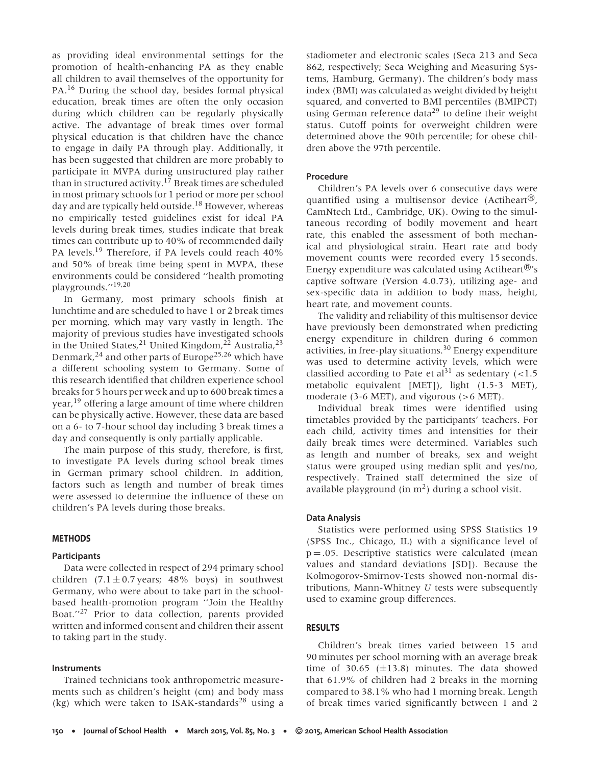as providing ideal environmental settings for the promotion of health-enhancing PA as they enable all children to avail themselves of the opportunity for PA.[16] During the school day, besides formal physical education, break times are often the only occasion during which children can be regularly physically active. The advantage of break times over formal physical education is that children have the chance to engage in daily PA through play. Additionally, it has been suggested that children are more probably to participate in MVPA during unstructured play rather than in structured activity.[17] Break times are scheduled in most primary schools for 1 period or more per school day and are typically held outside.[18] However, whereas no empirically tested guidelines exist for ideal PA levels during break times, studies indicate that break times can contribute up to 40% of recommended daily PA levels.[19] Therefore, if PA levels could reach 40% and 50% of break time being spent in MVPA, these environments could be considered ''health promoting playgrounds.''[19,20]

In Germany, most primary schools finish at lunchtime and are scheduled to have 1 or 2 break times per morning, which may vary vastly in length. The majority of previous studies have investigated schools in the United States,[21] United Kingdom,[22] Australia,[23] Denmark,[24] and other parts of Europe[25,26] which have a different schooling system to Germany. Some of this research identified that children experience school breaks for 5 hours per week and up to 600 break times a year,[19] offering a large amount of time where children can be physically active. However, these data are based on a 6- to 7-hour school day including 3 break times a day and consequently is only partially applicable.

The main purpose of this study, therefore, is first, to investigate PA levels during school break times in German primary school children. In addition, factors such as length and number of break times were assessed to determine the influence of these on children's PA levels during those breaks.

## METHODS

### Participants

Data were collected in respect of 294 primary school children ($7.1 \pm 0.7$ years; 48% boys) in southwest Germany, who were about to take part in the school-based health-promotion program ''Join the Healthy Boat.''[27] Prior to data collection, parents provided written and informed consent and children their assent to taking part in the study.

### Instruments

Trained technicians took anthropometric measurements such as children's height (cm) and body mass (kg) which were taken to ISAK-standards[28] using a stadiometer and electronic scales (Seca 213 and Seca 862, respectively; Seca Weighing and Measuring Systems, Hamburg, Germany). The children's body mass index (BMI) was calculated as weight divided by height squared, and converted to BMI percentiles (BMIPCT) using German reference data[29] to define their weight status. Cutoff points for overweight children were determined above the 90th percentile; for obese children above the 97th percentile.

### Procedure

Children's PA levels over 6 consecutive days were quantified using a multisensor device (Actiheart®, CamNtech Ltd., Cambridge, UK). Owing to the simultaneous recording of bodily movement and heart rate, this enabled the assessment of both mechanical and physiological strain. Heart rate and body movement counts were recorded every 15 seconds. Energy expenditure was calculated using Actiheart®'s captive software (Version 4.0.73), utilizing age- and sex-specific data in addition to body mass, height, heart rate, and movement counts.

The validity and reliability of this multisensor device have previously been demonstrated when predicting energy expenditure in children during 6 common activities, in free-play situations.[30] Energy expenditure was used to determine activity levels, which were classified according to Pate et al[31] as sedentary (<1.5 metabolic equivalent [MET]), light (1.5-3 MET), moderate (3-6 MET), and vigorous (>6 MET).

Individual break times were identified using timetables provided by the participants' teachers. For each child, activity times and intensities for their daily break times were determined. Variables such as length and number of breaks, sex and weight status were grouped using median split and yes/no, respectively. Trained staff determined the size of available playground (in $m^2$) during a school visit.

### Data Analysis

Statistics were performed using SPSS Statistics 19 (SPSS Inc., Chicago, IL) with a significance level of $p = .05$. Descriptive statistics were calculated (mean values and standard deviations [SD]). Because the Kolmogorov-Smirnov-Tests showed non-normal distributions, Mann-Whitney *U* tests were subsequently used to examine group differences.

## RESULTS

Children's break times varied between 15 and 90 minutes per school morning with an average break time of 30.65 ($\pm 13.8$) minutes. The data showed that 61.9% of children had 2 breaks in the morning compared to 38.1% who had 1 morning break. Length of break times varied significantly between 1 and 2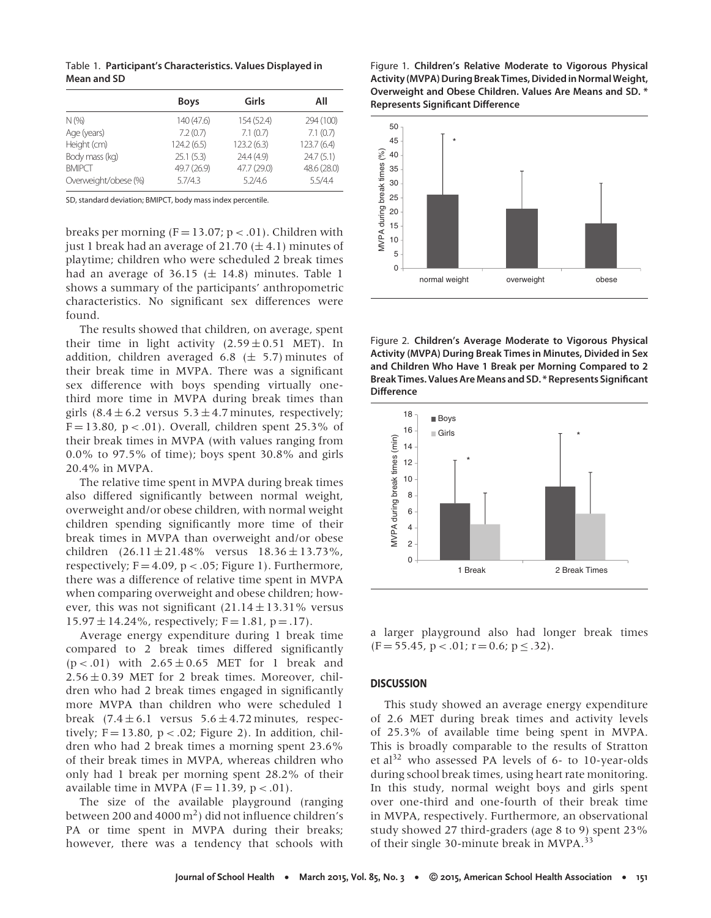Table 1. **Participant's Characteristics. Values Displayed in Mean and SD**

| | Boys | Girls | All |
|---|---|---|---|
| N (%) | 140 (47.6) | 154 (52.4) | 294 (100) |
| Age (years) | 7.2 (0.7) | 7.1 (0.7) | 7.1 (0.7) |
| Height (cm) | 124.2 (6.5) | 123.2 (6.3) | 123.7 (6.4) |
| Body mass (kg) | 25.1 (5.3) | 24.4 (4.9) | 24.7 (5.1) |
| BMIPCT | 49.7 (26.9) | 47.7 (29.0) | 48.6 (28.0) |
| Overweight/obese (%) | 5.7/4.3 | 5.2/4.6 | 5.5/4.4 |

SD, standard deviation; BMIPCT, body mass index percentile.

breaks per morning ($F = 13.07$; $p < .01$). Children with just 1 break had an average of 21.70 ($\pm$ 4.1) minutes of playtime; children who were scheduled 2 break times had an average of 36.15 ($\pm$ 14.8) minutes. Table 1 shows a summary of the participants' anthropometric characteristics. No significant sex differences were found.

The results showed that children, on average, spent their time in light activity ($2.59 \pm 0.51$ MET). In addition, children averaged 6.8 ($\pm$ 5.7) minutes of their break time in MVPA. There was a significant sex difference with boys spending virtually one-third more time in MVPA during break times than girls ($8.4 \pm 6.2$ versus $5.3 \pm 4.7$ minutes, respectively; $F = 13.80$, $p < .01$). Overall, children spent 25.3% of their break times in MVPA (with values ranging from 0.0% to 97.5% of time); boys spent 30.8% and girls 20.4% in MVPA.

The relative time spent in MVPA during break times also differed significantly between normal weight, overweight and/or obese children, with normal weight children spending significantly more time of their break times in MVPA than overweight and/or obese children ($26.11 \pm 21.48\%$ versus $18.36 \pm 13.73\%$, respectively; $F = 4.09$, $p < .05$; Figure 1). Furthermore, there was a difference of relative time spent in MVPA when comparing overweight and obese children; however, this was not significant ($21.14 \pm 13.31\%$ versus $15.97 \pm 14.24\%$, respectively; $F = 1.81$, $p = .17$).

Average energy expenditure during 1 break time compared to 2 break times differed significantly ($p < .01$) with $2.65 \pm 0.65$ MET for 1 break and $2.56 \pm 0.39$ MET for 2 break times. Moreover, children who had 2 break times engaged in significantly more MVPA than children who were scheduled 1 break ($7.4 \pm 6.1$ versus $5.6 \pm 4.72$ minutes, respectively; $F = 13.80$, $p < .02$; Figure 2). In addition, children who had 2 break times a morning spent 23.6% of their break times in MVPA, whereas children who only had 1 break per morning spent 28.2% of their available time in MVPA ($F = 11.39$, $p < .01$).

The size of the available playground (ranging between 200 and 4000 $m^2$) did not influence children's PA or time spent in MVPA during their breaks; however, there was a tendency that schools with a larger playground also had longer break times ($F = 55.45$, $p < .01$; $r = 0.6$; $p \leq .32$).

Figure 1. **Children's Relative Moderate to Vigorous Physical Activity (MVPA) During Break Times, Divided in Normal Weight, Overweight and Obese Children. Values Are Means and SD. * Represents Significant Difference**

Figure 2. **Children's Average Moderate to Vigorous Physical Activity (MVPA) During Break Times in Minutes, Divided in Sex and Children Who Have 1 Break per Morning Compared to 2 Break Times. Values Are Means and SD. * Represents Significant Difference**

## DISCUSSION

This study showed an average energy expenditure of 2.6 MET during break times and activity levels of 25.3% of available time being spent in MVPA. This is broadly comparable to the results of Stratton et al[32] who assessed PA levels of 6- to 10-year-olds during school break times, using heart rate monitoring. In this study, normal weight boys and girls spent over one-third and one-fourth of their break time in MVPA, respectively. Furthermore, an observational study showed 27 third-graders (age 8 to 9) spent 23% of their single 30-minute break in MVPA.[33]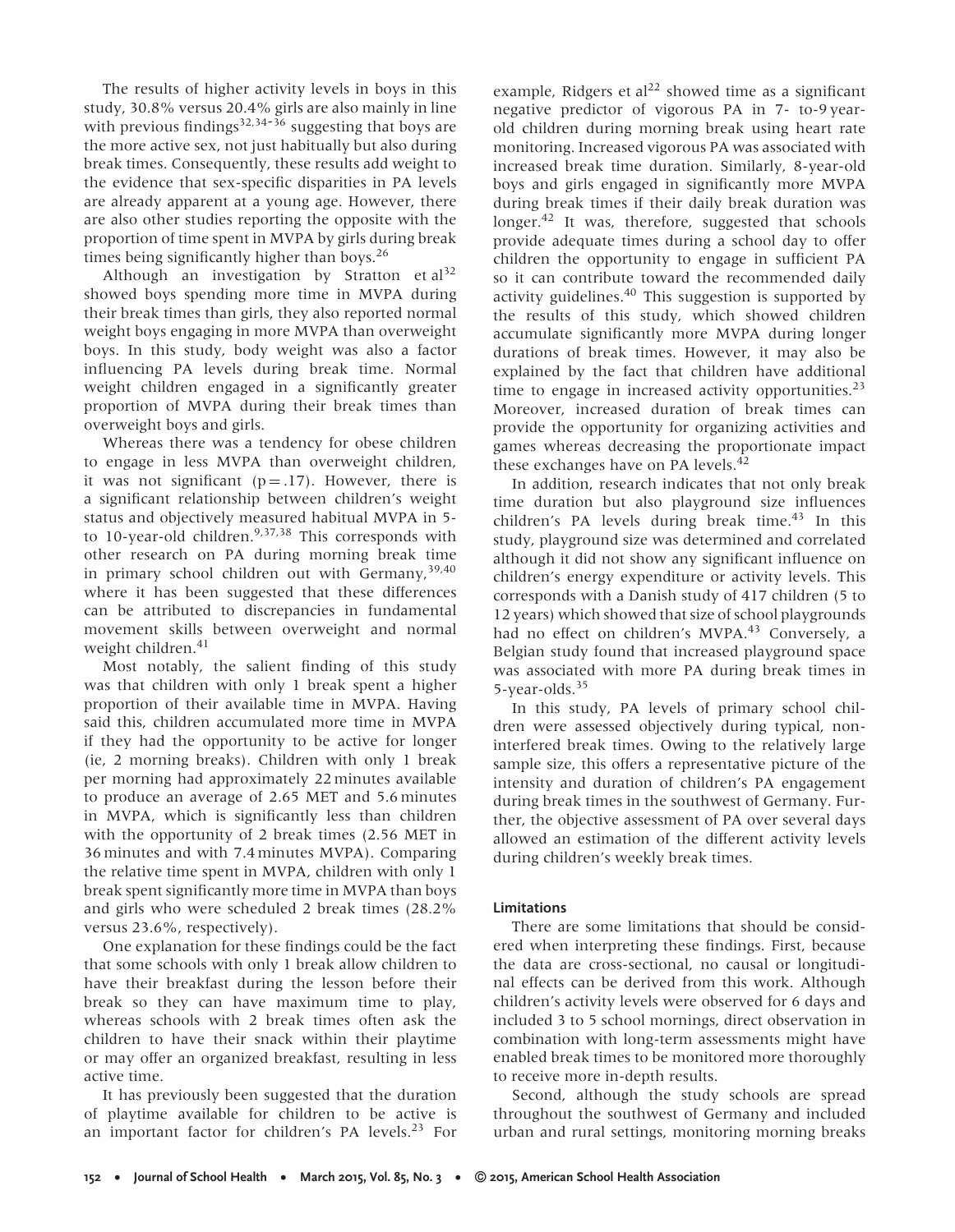The results of higher activity levels in boys in this study, 30.8% versus 20.4% girls are also mainly in line with previous findings[32,34-36] suggesting that boys are the more active sex, not just habitually but also during break times. Consequently, these results add weight to the evidence that sex-specific disparities in PA levels are already apparent at a young age. However, there are also other studies reporting the opposite with the proportion of time spent in MVPA by girls during break times being significantly higher than boys.[26]

Although an investigation by Stratton et al[32] showed boys spending more time in MVPA during their break times than girls, they also reported normal weight boys engaging in more MVPA than overweight boys. In this study, body weight was also a factor influencing PA levels during break time. Normal weight children engaged in a significantly greater proportion of MVPA during their break times than overweight boys and girls.

Whereas there was a tendency for obese children to engage in less MVPA than overweight children, it was not significant ($p = .17$). However, there is a significant relationship between children's weight status and objectively measured habitual MVPA in 5- to 10-year-old children.[9,37,38] This corresponds with other research on PA during morning break time in primary school children out with Germany,[39,40] where it has been suggested that these differences can be attributed to discrepancies in fundamental movement skills between overweight and normal weight children.[41]

Most notably, the salient finding of this study was that children with only 1 break spent a higher proportion of their available time in MVPA. Having said this, children accumulated more time in MVPA if they had the opportunity to be active for longer (ie, 2 morning breaks). Children with only 1 break per morning had approximately 22 minutes available to produce an average of 2.65 MET and 5.6 minutes in MVPA, which is significantly less than children with the opportunity of 2 break times (2.56 MET in 36 minutes and with 7.4 minutes MVPA). Comparing the relative time spent in MVPA, children with only 1 break spent significantly more time in MVPA than boys and girls who were scheduled 2 break times (28.2% versus 23.6%, respectively).

One explanation for these findings could be the fact that some schools with only 1 break allow children to have their breakfast during the lesson before their break so they can have maximum time to play, whereas schools with 2 break times often ask the children to have their snack within their playtime or may offer an organized breakfast, resulting in less active time.

It has previously been suggested that the duration of playtime available for children to be active is an important factor for children's PA levels.[23] For example, Ridgers et al[22] showed time as a significant negative predictor of vigorous PA in 7- to-9 year-old children during morning break using heart rate monitoring. Increased vigorous PA was associated with increased break time duration. Similarly, 8-year-old boys and girls engaged in significantly more MVPA during break times if their daily break duration was longer.[42] It was, therefore, suggested that schools provide adequate times during a school day to offer children the opportunity to engage in sufficient PA so it can contribute toward the recommended daily activity guidelines.[40] This suggestion is supported by the results of this study, which showed children accumulate significantly more MVPA during longer durations of break times. However, it may also be explained by the fact that children have additional time to engage in increased activity opportunities.[23] Moreover, increased duration of break times can provide the opportunity for organizing activities and games whereas decreasing the proportionate impact these exchanges have on PA levels.[42]

In addition, research indicates that not only break time duration but also playground size influences children's PA levels during break time.[43] In this study, playground size was determined and correlated although it did not show any significant influence on children's energy expenditure or activity levels. This corresponds with a Danish study of 417 children (5 to 12 years) which showed that size of school playgrounds had no effect on children's MVPA.[43] Conversely, a Belgian study found that increased playground space was associated with more PA during break times in 5-year-olds.[35]

In this study, PA levels of primary school children were assessed objectively during typical, non-interfered break times. Owing to the relatively large sample size, this offers a representative picture of the intensity and duration of children's PA engagement during break times in the southwest of Germany. Further, the objective assessment of PA over several days allowed an estimation of the different activity levels during children's weekly break times.

#### Limitations

There are some limitations that should be considered when interpreting these findings. First, because the data are cross-sectional, no causal or longitudinal effects can be derived from this work. Although children's activity levels were observed for 6 days and included 3 to 5 school mornings, direct observation in combination with long-term assessments might have enabled break times to be monitored more thoroughly to receive more in-depth results.

Second, although the study schools are spread throughout the southwest of Germany and included urban and rural settings, monitoring morning breaks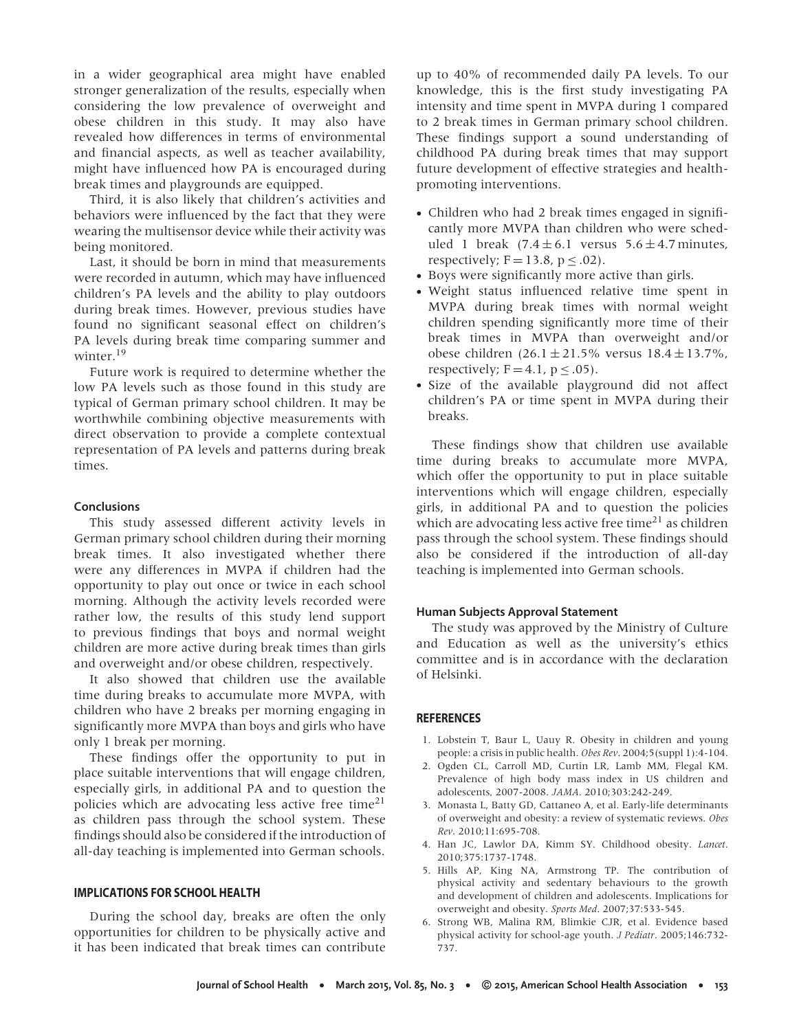in a wider geographical area might have enabled stronger generalization of the results, especially when considering the low prevalence of overweight and obese children in this study. It may also have revealed how differences in terms of environmental and financial aspects, as well as teacher availability, might have influenced how PA is encouraged during break times and playgrounds are equipped.

Third, it is also likely that children's activities and behaviors were influenced by the fact that they were wearing the multisensor device while their activity was being monitored.

Last, it should be born in mind that measurements were recorded in autumn, which may have influenced children's PA levels and the ability to play outdoors during break times. However, previous studies have found no significant seasonal effect on children's PA levels during break time comparing summer and winter.[19]

Future work is required to determine whether the low PA levels such as those found in this study are typical of German primary school children. It may be worthwhile combining objective measurements with direct observation to provide a complete contextual representation of PA levels and patterns during break times.

#### Conclusions

This study assessed different activity levels in German primary school children during their morning break times. It also investigated whether there were any differences in MVPA if children had the opportunity to play out once or twice in each school morning. Although the activity levels recorded were rather low, the results of this study lend support to previous findings that boys and normal weight children are more active during break times than girls and overweight and/or obese children, respectively.

It also showed that children use the available time during breaks to accumulate more MVPA, with children who have 2 breaks per morning engaging in significantly more MVPA than boys and girls who have only 1 break per morning.

These findings offer the opportunity to put in place suitable interventions that will engage children, especially girls, in additional PA and to question the policies which are advocating less active free time[21] as children pass through the school system. These findings should also be considered if the introduction of all-day teaching is implemented into German schools.

## IMPLICATIONS FOR SCHOOL HEALTH

During the school day, breaks are often the only opportunities for children to be physically active and it has been indicated that break times can contribute up to 40% of recommended daily PA levels. To our knowledge, this is the first study investigating PA intensity and time spent in MVPA during 1 compared to 2 break times in German primary school children. These findings support a sound understanding of childhood PA during break times that may support future development of effective strategies and health-promoting interventions.

- Children who had 2 break times engaged in significantly more MVPA than children who were scheduled 1 break ($7.4 \pm 6.1$ versus $5.6 \pm 4.7$ minutes, respectively; $F = 13.8$, $p \leq .02$).
- Boys were significantly more active than girls.
- Weight status influenced relative time spent in MVPA during break times with normal weight children spending significantly more time of their break times in MVPA than overweight and/or obese children ($26.1 \pm 21.5\%$ versus $18.4 \pm 13.7\%$, respectively; $F = 4.1$, $p \leq .05$).
- Size of the available playground did not affect children's PA or time spent in MVPA during their breaks.

These findings show that children use available time during breaks to accumulate more MVPA, which offer the opportunity to put in place suitable interventions which will engage children, especially girls, in additional PA and to question the policies which are advocating less active free time[21] as children pass through the school system. These findings should also be considered if the introduction of all-day teaching is implemented into German schools.

#### Human Subjects Approval Statement

The study was approved by the Ministry of Culture and Education as well as the university's ethics committee and is in accordance with the declaration of Helsinki.

## REFERENCES

1. Lobstein T, Baur L, Uauy R. Obesity in children and young people: a crisis in public health. *Obes Rev*. 2004;5(suppl 1):4-104.
2. Ogden CL, Carroll MD, Curtin LR, Lamb MM, Flegal KM. Prevalence of high body mass index in US children and adolescents, 2007-2008. *JAMA*. 2010;303:242-249.
3. Monasta L, Batty GD, Cattaneo A, et al. Early-life determinants of overweight and obesity: a review of systematic reviews. *Obes Rev*. 2010;11:695-708.
4. Han JC, Lawlor DA, Kimm SY. Childhood obesity. *Lancet*. 2010;375:1737-1748.
5. Hills AP, King NA, Armstrong TP. The contribution of physical activity and sedentary behaviours to the growth and development of children and adolescents. Implications for overweight and obesity. *Sports Med*. 2007;37:533-545.
6. Strong WB, Malina RM, Blimkie CJR, et al. Evidence based physical activity for school-age youth. *J Pediatr*. 2005;146:732-737.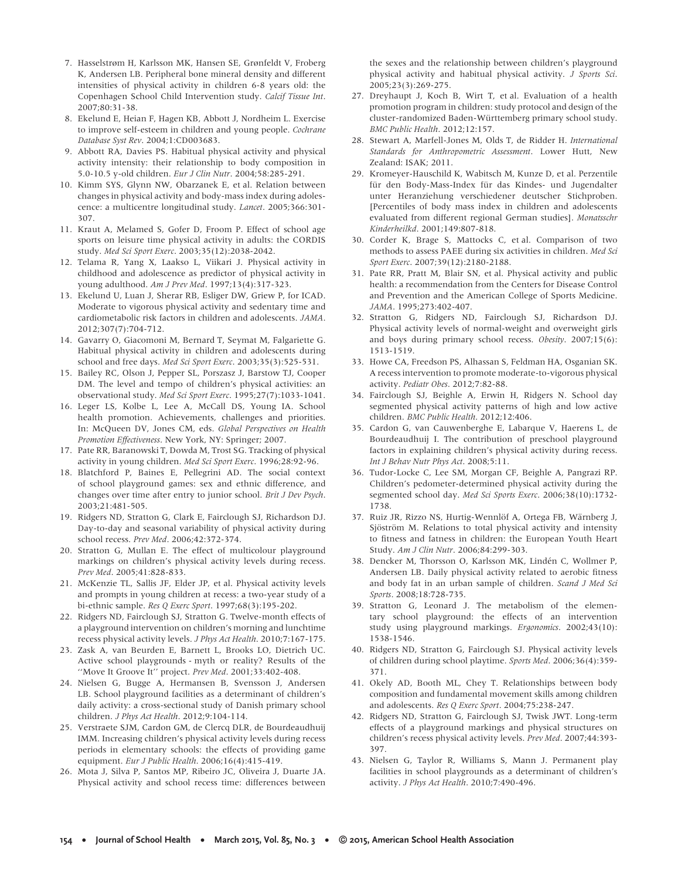7. Hasselstrøm H, Karlsson MK, Hansen SE, Grønfeldt V, Froberg K, Andersen LB. Peripheral bone mineral density and different intensities of physical activity in children 6-8 years old: the Copenhagen School Child Intervention study. *Calcif Tissue Int*. 2007;80:31-38.
8. Ekelund E, Heian F, Hagen KB, Abbott J, Nordheim L. Exercise to improve self-esteem in children and young people. *Cochrane Database Syst Rev*. 2004;1:CD003683.
9. Abbott RA, Davies PS. Habitual physical activity and physical activity intensity: their relationship to body composition in 5.0-10.5 y-old children. *Eur J Clin Nutr*. 2004;58:285-291.
10. Kimm SYS, Glynn NW, Obarzanek E, et al. Relation between changes in physical activity and body-mass index during adolescence: a multicentre longitudinal study. *Lancet*. 2005;366:301-307.
11. Kraut A, Melamed S, Gofer D, Froom P. Effect of school age sports on leisure time physical activity in adults: the CORDIS study. *Med Sci Sport Exerc*. 2003;35(12):2038-2042.
12. Telama R, Yang X, Laakso L, Viikari J. Physical activity in childhood and adolescence as predictor of physical activity in young adulthood. *Am J Prev Med*. 1997;13(4):317-323.
13. Ekelund U, Luan J, Sherar RB, Esliger DW, Griew P, for ICAD. Moderate to vigorous physical activity and sedentary time and cardiometabolic risk factors in children and adolescents. *JAMA*. 2012;307(7):704-712.
14. Gavarry O, Giacomoni M, Bernard T, Seymat M, Falgariette G. Habitual physical activity in children and adolescents during school and free days. *Med Sci Sport Exerc*. 2003;35(3):525-531.
15. Bailey RC, Olson J, Pepper SL, Porszasz J, Barstow TJ, Cooper DM. The level and tempo of children's physical activities: an observational study. *Med Sci Sport Exerc*. 1995;27(7):1033-1041.
16. Leger LS, Kolbe L, Lee A, McCall DS, Young IA. School health promotion. Achievements, challenges and priorities. In: McQueen DV, Jones CM, eds. *Global Perspectives on Health Promotion Effectiveness*. New York, NY: Springer; 2007.
17. Pate RR, Baranowski T, Dowda M, Trost SG. Tracking of physical activity in young children. *Med Sci Sport Exerc*. 1996;28:92-96.
18. Blatchford P, Baines E, Pellegrini AD. The social context of school playground games: sex and ethnic difference, and changes over time after entry to junior school. *Brit J Dev Psych*. 2003;21:481-505.
19. Ridgers ND, Stratton G, Clark E, Fairclough SJ, Richardson DJ. Day-to-day and seasonal variability of physical activity during school recess. *Prev Med*. 2006;42:372-374.
20. Stratton G, Mullan E. The effect of multicolour playground markings on children's physical activity levels during recess. *Prev Med*. 2005;41:828-833.
21. McKenzie TL, Sallis JF, Elder JP, et al. Physical activity levels and prompts in young children at recess: a two-year study of a bi-ethnic sample. *Res Q Exerc Sport*. 1997;68(3):195-202.
22. Ridgers ND, Fairclough SJ, Stratton G. Twelve-month effects of a playground intervention on children's morning and lunchtime recess physical activity levels. *J Phys Act Health*. 2010;7:167-175.
23. Zask A, van Beurden E, Barnett L, Brooks LO, Dietrich UC. Active school playgrounds - myth or reality? Results of the ''Move It Groove It'' project. *Prev Med*. 2001;33:402-408.
24. Nielsen G, Bugge A, Hermansen B, Svensson J, Andersen LB. School playground facilities as a determinant of children's daily activity: a cross-sectional study of Danish primary school children. *J Phys Act Health*. 2012;9:104-114.
25. Verstraete SJM, Cardon GM, de Clercq DLR, de Bourdeaudhuij IMM. Increasing children's physical activity levels during recess periods in elementary schools: the effects of providing game equipment. *Eur J Public Health*. 2006;16(4):415-419.
26. Mota J, Silva P, Santos MP, Ribeiro JC, Oliveira J, Duarte JA. Physical activity and school recess time: differences between the sexes and the relationship between children's playground physical activity and habitual physical activity. *J Sports Sci*. 2005;23(3):269-275.
27. Dreyhaupt J, Koch B, Wirt T, et al. Evaluation of a health promotion program in children: study protocol and design of the cluster-randomized Baden-Württemberg primary school study. *BMC Public Health*. 2012;12:157.
28. Stewart A, Marfell-Jones M, Olds T, de Ridder H. *International Standards for Anthropometric Assessment*. Lower Hutt, New Zealand: ISAK; 2011.
29. Kromeyer-Hauschild K, Wabitsch M, Kunze D, et al. Perzentile für den Body-Mass-Index für das Kindes- und Jugendalter unter Heranziehung verschiedener deutscher Stichproben. [Percentiles of body mass index in children and adolescents evaluated from different regional German studies]. *Monatsschr Kinderheilkd*. 2001;149:807-818.
30. Corder K, Brage S, Mattocks C, et al. Comparison of two methods to assess PAEE during six activities in children. *Med Sci Sport Exerc*. 2007;39(12):2180-2188.
31. Pate RR, Pratt M, Blair SN, et al. Physical activity and public health: a recommendation from the Centers for Disease Control and Prevention and the American College of Sports Medicine. *JAMA*. 1995;273:402-407.
32. Stratton G, Ridgers ND, Fairclough SJ, Richardson DJ. Physical activity levels of normal-weight and overweight girls and boys during primary school recess. *Obesity*. 2007;15(6): 1513-1519.
33. Howe CA, Freedson PS, Alhassan S, Feldman HA, Osganian SK. A recess intervention to promote moderate-to-vigorous physical activity. *Pediatr Obes*. 2012;7:82-88.
34. Fairclough SJ, Beighle A, Erwin H, Ridgers N. School day segmented physical activity patterns of high and low active children. *BMC Public Health*. 2012;12:406.
35. Cardon G, van Cauwenberghe E, Labarque V, Haerens L, de Bourdeaudhuij I. The contribution of preschool playground factors in explaining children's physical activity during recess. *Int J Behav Nutr Phys Act*. 2008;5:11.
36. Tudor-Locke C, Lee SM, Morgan CF, Beighle A, Pangrazi RP. Children's pedometer-determined physical activity during the segmented school day. *Med Sci Sports Exerc*. 2006;38(10):1732-1738.
37. Ruiz JR, Rizzo NS, Hurtig-Wennlöf A, Ortega FB, Wärnberg J, Sjöström M. Relations to total physical activity and intensity to fitness and fatness in children: the European Youth Heart Study. *Am J Clin Nutr*. 2006;84:299-303.
38. Dencker M, Thorsson O, Karlsson MK, Lindén C, Wollmer P, Andersen LB. Daily physical activity related to aerobic fitness and body fat in an urban sample of children. *Scand J Med Sci Sports*. 2008;18:728-735.
39. Stratton G, Leonard J. The metabolism of the elementary school playground: the effects of an intervention study using playground markings. *Ergonomics*. 2002;43(10): 1538-1546.
40. Ridgers ND, Stratton G, Fairclough SJ. Physical activity levels of children during school playtime. *Sports Med*. 2006;36(4):359-371.
41. Okely AD, Booth ML, Chey T. Relationships between body composition and fundamental movement skills among children and adolescents. *Res Q Exerc Sport*. 2004;75:238-247.
42. Ridgers ND, Stratton G, Fairclough SJ, Twisk JWT. Long-term effects of a playground markings and physical structures on children's recess physical activity levels. *Prev Med*. 2007;44:393-397.
43. Nielsen G, Taylor R, Williams S, Mann J. Permanent play facilities in school playgrounds as a determinant of children's activity. *J Phys Act Health*. 2010;7:490-496.